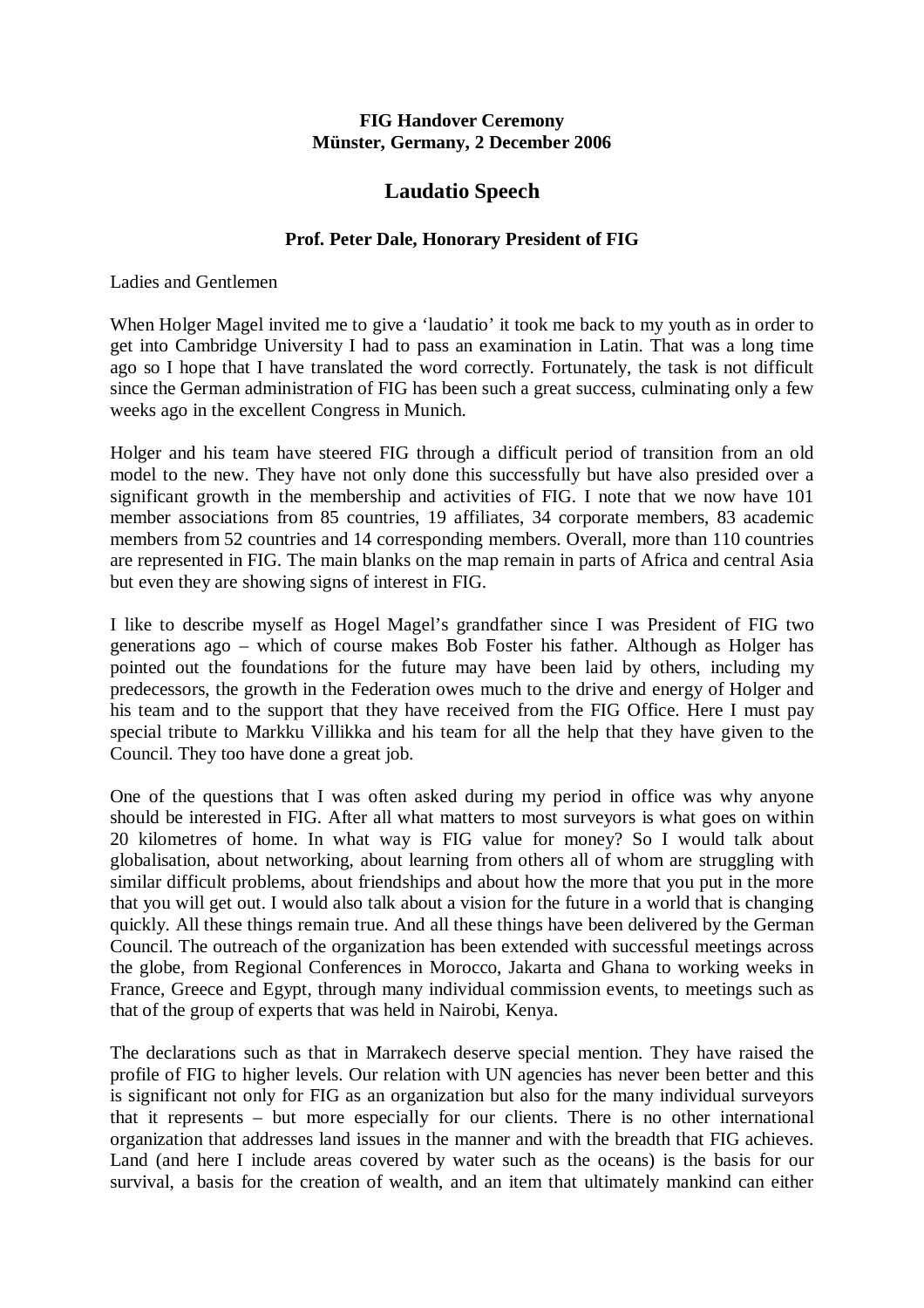**FIG Handover Ceremony**
**Münster, Germany, 2 December 2006**

# Laudatio Speech

**Prof. Peter Dale, Honorary President of FIG**

Ladies and Gentlemen

When Holger Magel invited me to give a 'laudatio' it took me back to my youth as in order to get into Cambridge University I had to pass an examination in Latin. That was a long time ago so I hope that I have translated the word correctly. Fortunately, the task is not difficult since the German administration of FIG has been such a great success, culminating only a few weeks ago in the excellent Congress in Munich.

Holger and his team have steered FIG through a difficult period of transition from an old model to the new. They have not only done this successfully but have also presided over a significant growth in the membership and activities of FIG. I note that we now have 101 member associations from 85 countries, 19 affiliates, 34 corporate members, 83 academic members from 52 countries and 14 corresponding members. Overall, more than 110 countries are represented in FIG. The main blanks on the map remain in parts of Africa and central Asia but even they are showing signs of interest in FIG.

I like to describe myself as Hogel Magel's grandfather since I was President of FIG two generations ago – which of course makes Bob Foster his father. Although as Holger has pointed out the foundations for the future may have been laid by others, including my predecessors, the growth in the Federation owes much to the drive and energy of Holger and his team and to the support that they have received from the FIG Office. Here I must pay special tribute to Markku Villikka and his team for all the help that they have given to the Council. They too have done a great job.

One of the questions that I was often asked during my period in office was why anyone should be interested in FIG. After all what matters to most surveyors is what goes on within 20 kilometres of home. In what way is FIG value for money? So I would talk about globalisation, about networking, about learning from others all of whom are struggling with similar difficult problems, about friendships and about how the more that you put in the more that you will get out. I would also talk about a vision for the future in a world that is changing quickly. All these things remain true. And all these things have been delivered by the German Council. The outreach of the organization has been extended with successful meetings across the globe, from Regional Conferences in Morocco, Jakarta and Ghana to working weeks in France, Greece and Egypt, through many individual commission events, to meetings such as that of the group of experts that was held in Nairobi, Kenya.

The declarations such as that in Marrakech deserve special mention. They have raised the profile of FIG to higher levels. Our relation with UN agencies has never been better and this is significant not only for FIG as an organization but also for the many individual surveyors that it represents – but more especially for our clients. There is no other international organization that addresses land issues in the manner and with the breadth that FIG achieves. Land (and here I include areas covered by water such as the oceans) is the basis for our survival, a basis for the creation of wealth, and an item that ultimately mankind can either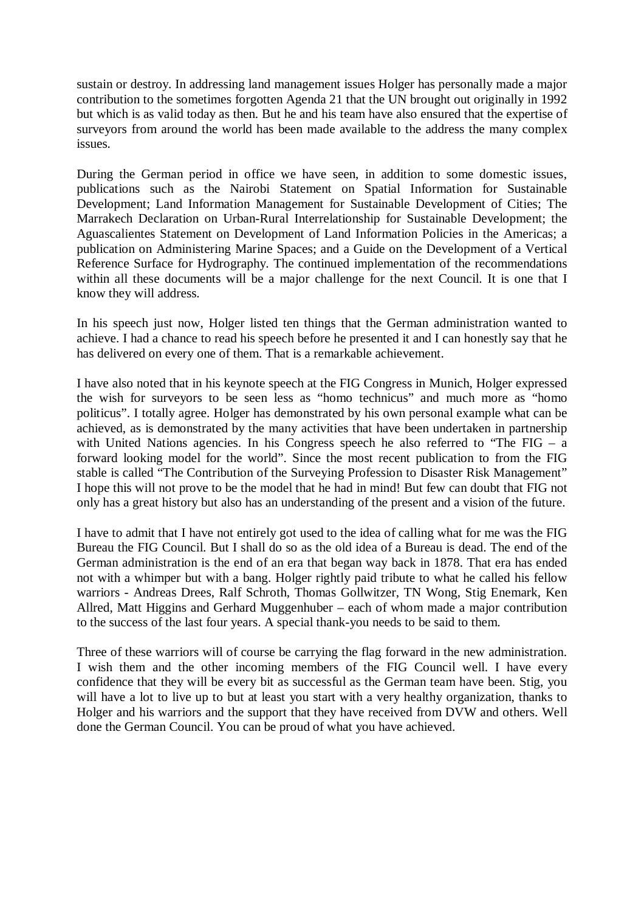sustain or destroy. In addressing land management issues Holger has personally made a major contribution to the sometimes forgotten Agenda 21 that the UN brought out originally in 1992 but which is as valid today as then. But he and his team have also ensured that the expertise of surveyors from around the world has been made available to the address the many complex issues.

During the German period in office we have seen, in addition to some domestic issues, publications such as the Nairobi Statement on Spatial Information for Sustainable Development; Land Information Management for Sustainable Development of Cities; The Marrakech Declaration on Urban-Rural Interrelationship for Sustainable Development; the Aguascalientes Statement on Development of Land Information Policies in the Americas; a publication on Administering Marine Spaces; and a Guide on the Development of a Vertical Reference Surface for Hydrography. The continued implementation of the recommendations within all these documents will be a major challenge for the next Council. It is one that I know they will address.

In his speech just now, Holger listed ten things that the German administration wanted to achieve. I had a chance to read his speech before he presented it and I can honestly say that he has delivered on every one of them. That is a remarkable achievement.

I have also noted that in his keynote speech at the FIG Congress in Munich, Holger expressed the wish for surveyors to be seen less as "homo technicus" and much more as "homo politicus". I totally agree. Holger has demonstrated by his own personal example what can be achieved, as is demonstrated by the many activities that have been undertaken in partnership with United Nations agencies. In his Congress speech he also referred to "The FIG – a forward looking model for the world". Since the most recent publication to from the FIG stable is called "The Contribution of the Surveying Profession to Disaster Risk Management" I hope this will not prove to be the model that he had in mind! But few can doubt that FIG not only has a great history but also has an understanding of the present and a vision of the future.

I have to admit that I have not entirely got used to the idea of calling what for me was the FIG Bureau the FIG Council. But I shall do so as the old idea of a Bureau is dead. The end of the German administration is the end of an era that began way back in 1878. That era has ended not with a whimper but with a bang. Holger rightly paid tribute to what he called his fellow warriors - Andreas Drees, Ralf Schroth, Thomas Gollwitzer, TN Wong, Stig Enemark, Ken Allred, Matt Higgins and Gerhard Muggenhuber – each of whom made a major contribution to the success of the last four years. A special thank-you needs to be said to them.

Three of these warriors will of course be carrying the flag forward in the new administration. I wish them and the other incoming members of the FIG Council well. I have every confidence that they will be every bit as successful as the German team have been. Stig, you will have a lot to live up to but at least you start with a very healthy organization, thanks to Holger and his warriors and the support that they have received from DVW and others. Well done the German Council. You can be proud of what you have achieved.